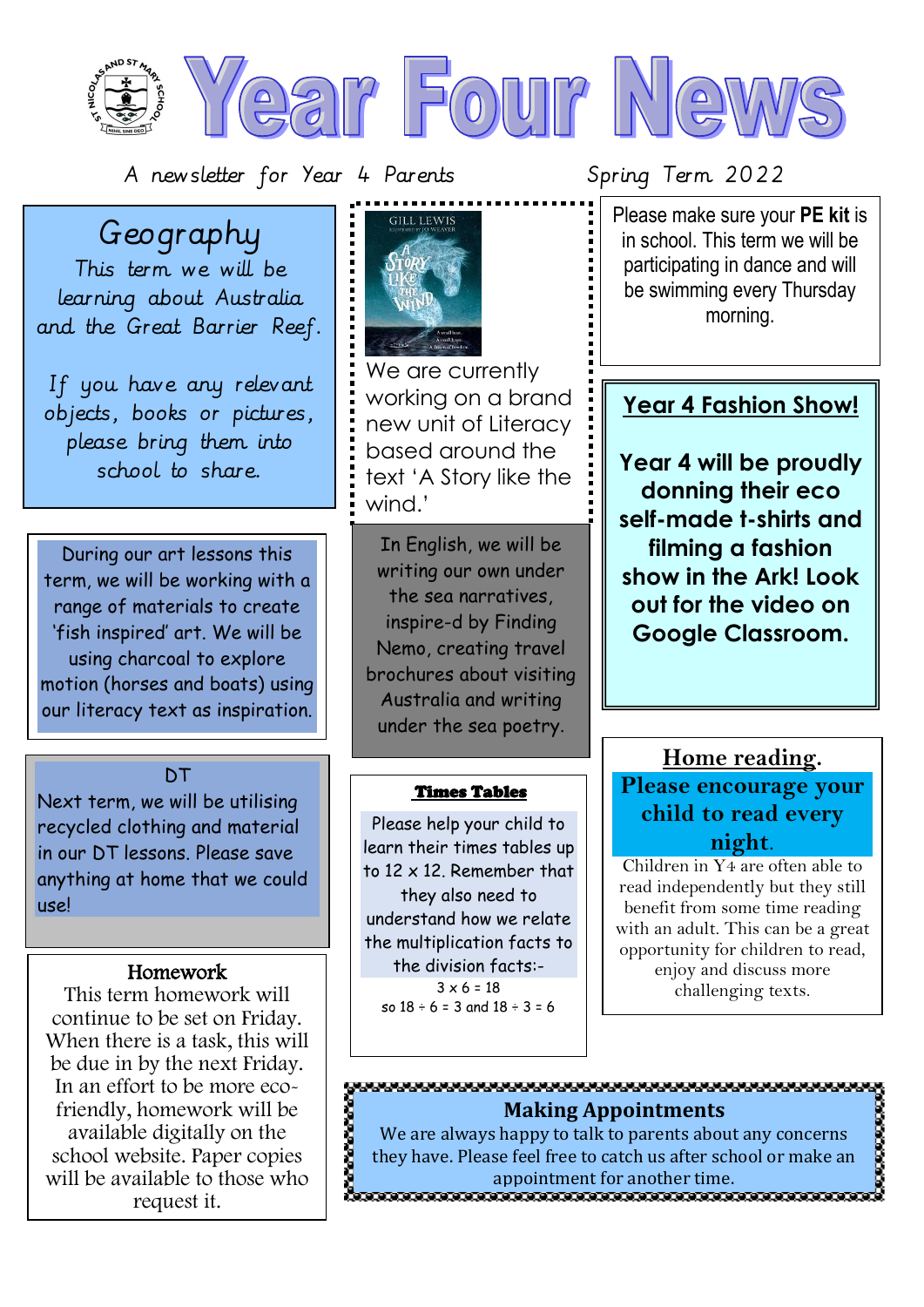# Year Four News

A newsletter for Year 4 Parents — Spring Term 2022

## Geography

This term we will be learning about Australia and the Great Barrier Reef.

If you have any relevant objects, books or pictures, please bring them into school to share.

During our art lessons this term, we will be working with a range of materials to create 'fish inspired' art. We will be using charcoal to explore motion (horses and boats) using our literacy text as inspiration.

## DT

Next term, we will be utilising recycled clothing and material in our DT lessons. Please save anything at home that we could use!

## Homework

This term homework will continue to be set on Friday. When there is a task, this will be due in by the next Friday. In an effort to be more eco-friendly, homework will be available digitally on the school website. Paper copies will be available to those who request it.

We are currently working on a brand new unit of Literacy based around the text 'A Story like the wind.'

In English, we will be writing our own under the sea narratives, inspire-d by Finding Nemo, creating travel brochures about visiting Australia and writing under the sea poetry.

## Times Tables

Please help your child to learn their times tables up to 12 x 12. Remember that they also need to understand how we relate the multiplication facts to the division facts:-

3 x 6 = 18
so 18 ÷ 6 = 3 and 18 ÷ 3 = 6

Please make sure your **PE kit** is in school. This term we will be participating in dance and will be swimming every Thursday morning.

## Year 4 Fashion Show!

**Year 4 will be proudly donning their eco self-made t-shirts and filming a fashion show in the Ark! Look out for the video on Google Classroom.**

## Home reading.

**Please encourage your child to read every night.**

Children in Y4 are often able to read independently but they still benefit from some time reading with an adult. This can be a great opportunity for children to read, enjoy and discuss more challenging texts.

## Making Appointments

We are always happy to talk to parents about any concerns they have. Please feel free to catch us after school or make an appointment for another time.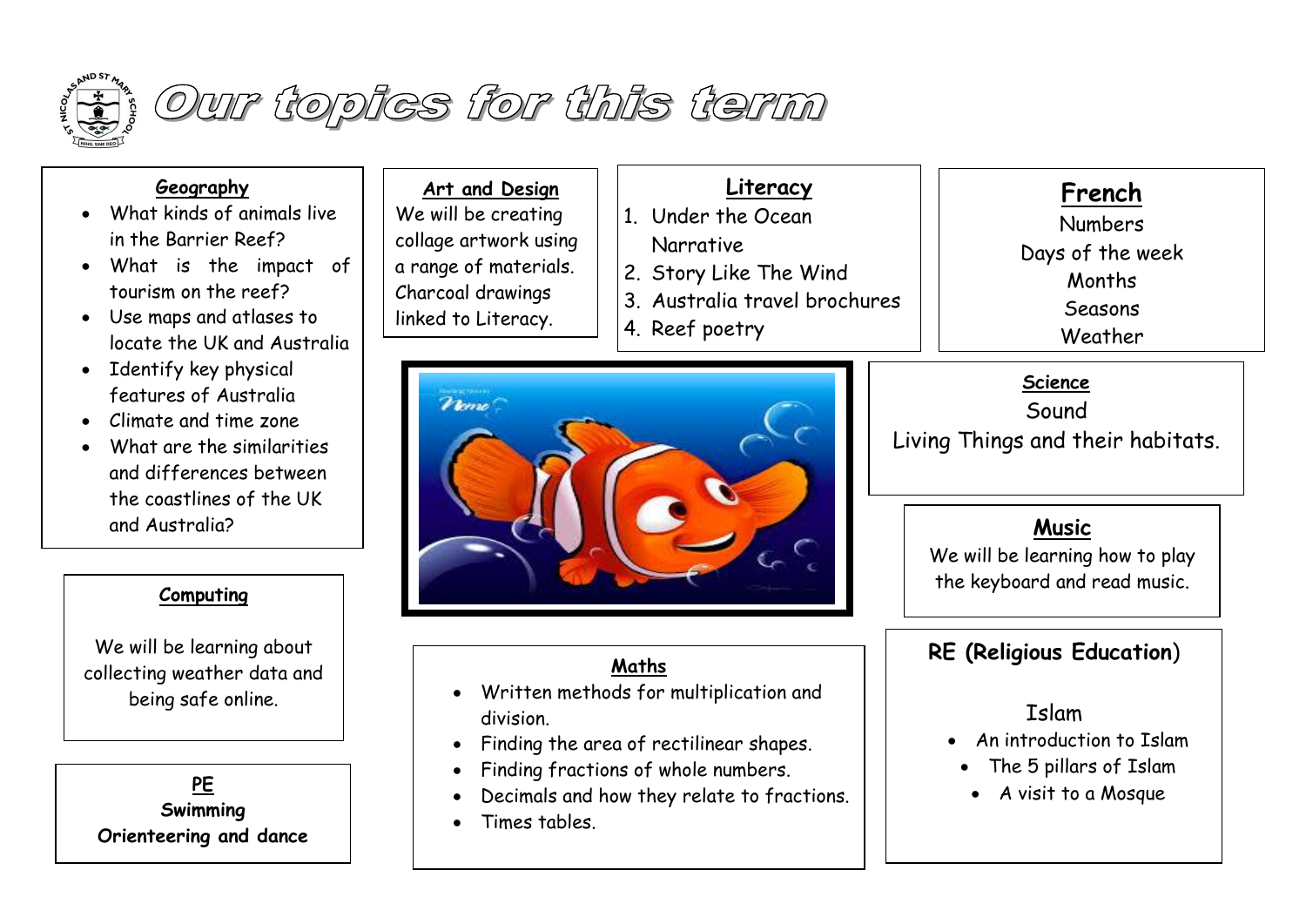# Our topics for this term

## Geography

- What kinds of animals live in the Barrier Reef?
- What is the impact of tourism on the reef?
- Use maps and atlases to locate the UK and Australia
- Identify key physical features of Australia
- Climate and time zone
- What are the similarities and differences between the coastlines of the UK and Australia?

## Art and Design

We will be creating collage artwork using a range of materials. Charcoal drawings linked to Literacy.

## Literacy

1. Under the Ocean Narrative
2. Story Like The Wind
3. Australia travel brochures
4. Reef poetry

## French

Numbers
Days of the week
Months
Seasons
Weather

## Science

Sound
Living Things and their habitats.

## Music

We will be learning how to play the keyboard and read music.

## Computing

We will be learning about collecting weather data and being safe online.

## Maths

- Written methods for multiplication and division.
- Finding the area of rectilinear shapes.
- Finding fractions of whole numbers.
- Decimals and how they relate to fractions.
- Times tables.

## RE (Religious Education)

Islam

- An introduction to Islam
- The 5 pillars of Islam
- A visit to a Mosque

## PE

**Swimming**
**Orienteering and dance**